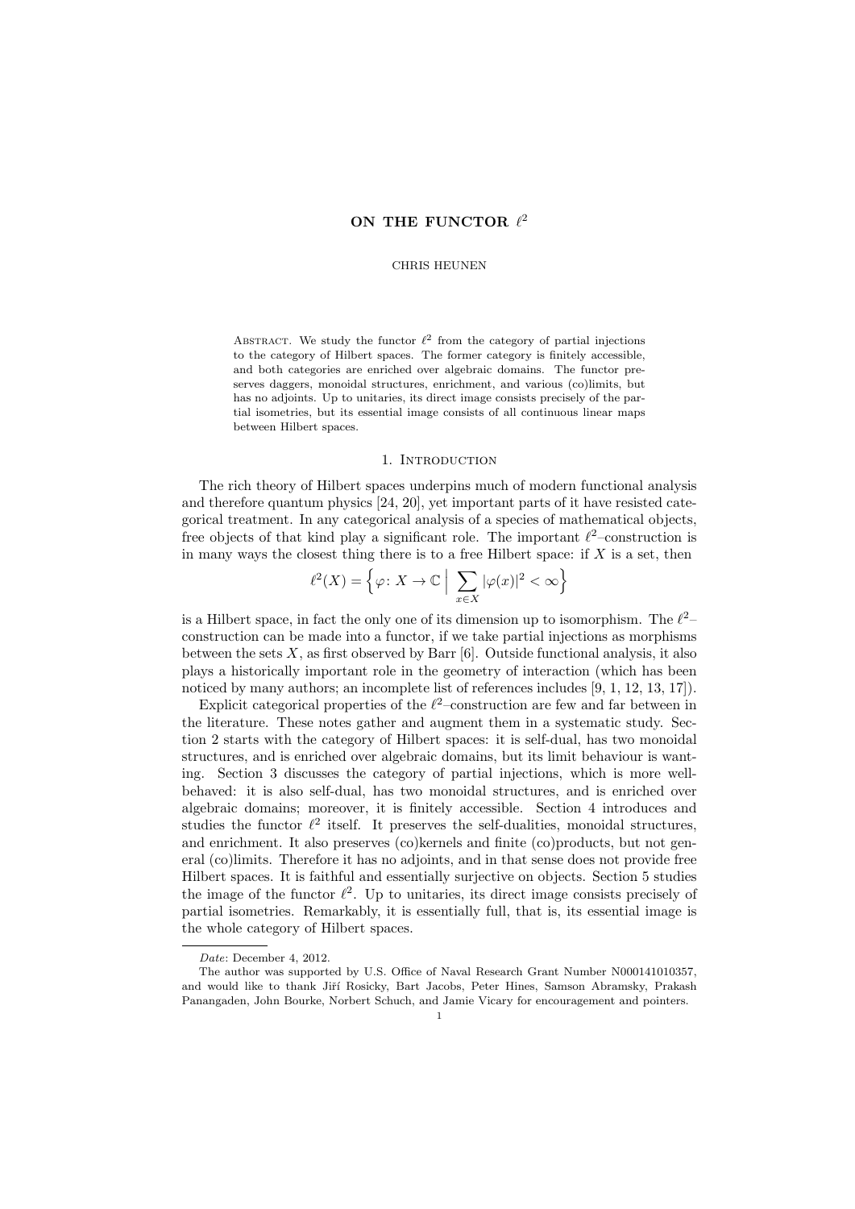# ON THE FUNCTOR $\ell^2$

CHRIS HEUNEN

Abstract. We study the functor $\ell^2$ from the category of partial injections to the category of Hilbert spaces. The former category is finitely accessible, and both categories are enriched over algebraic domains. The functor preserves daggers, monoidal structures, enrichment, and various (co)limits, but has no adjoints. Up to unitaries, its direct image consists precisely of the partial isometries, but its essential image consists of all continuous linear maps between Hilbert spaces.

## 1. Introduction

The rich theory of Hilbert spaces underpins much of modern functional analysis and therefore quantum physics [24, 20], yet important parts of it have resisted categorical treatment. In any categorical analysis of a species of mathematical objects, free objects of that kind play a significant role. The important $\ell^2$–construction is in many ways the closest thing there is to a free Hilbert space: if $X$ is a set, then

$$\ell^2(X) = \Big\{ \varphi\colon X \to \mathbb{C} \;\Big|\; \sum_{x \in X} |\varphi(x)|^2 < \infty \Big\}$$

is a Hilbert space, in fact the only one of its dimension up to isomorphism. The $\ell^2$–construction can be made into a functor, if we take partial injections as morphisms between the sets $X$, as first observed by Barr [6]. Outside functional analysis, it also plays a historically important role in the geometry of interaction (which has been noticed by many authors; an incomplete list of references includes [9, 1, 12, 13, 17]).

Explicit categorical properties of the $\ell^2$–construction are few and far between in the literature. These notes gather and augment them in a systematic study. Section 2 starts with the category of Hilbert spaces: it is self-dual, has two monoidal structures, and is enriched over algebraic domains, but its limit behaviour is wanting. Section 3 discusses the category of partial injections, which is more well-behaved: it is also self-dual, has two monoidal structures, and is enriched over algebraic domains; moreover, it is finitely accessible. Section 4 introduces and studies the functor $\ell^2$ itself. It preserves the self-dualities, monoidal structures, and enrichment. It also preserves (co)kernels and finite (co)products, but not general (co)limits. Therefore it has no adjoints, and in that sense does not provide free Hilbert spaces. It is faithful and essentially surjective on objects. Section 5 studies the image of the functor $\ell^2$. Up to unitaries, its direct image consists precisely of partial isometries. Remarkably, it is essentially full, that is, its essential image is the whole category of Hilbert spaces.

---

*Date*: December 4, 2012.

The author was supported by U.S. Office of Naval Research Grant Number N000141010357, and would like to thank Jiří Rosicky, Bart Jacobs, Peter Hines, Samson Abramsky, Prakash Panangaden, John Bourke, Norbert Schuch, and Jamie Vicary for encouragement and pointers.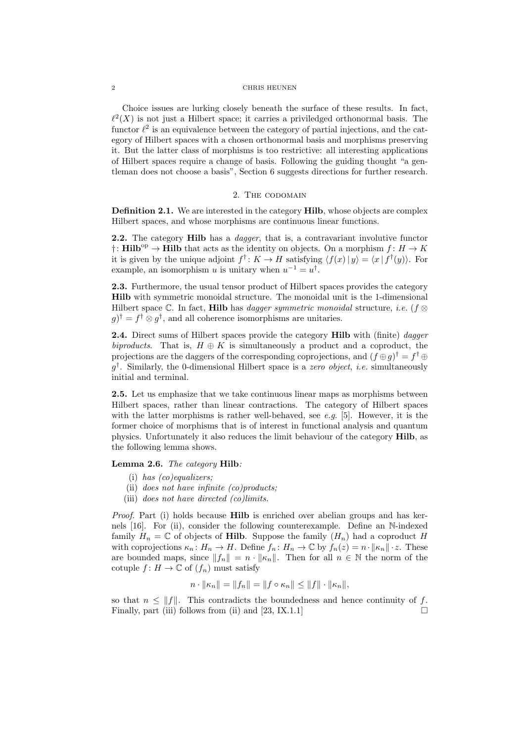Choice issues are lurking closely beneath the surface of these results. In fact, $\ell^2(X)$ is not just a Hilbert space; it carries a priviledged orthonormal basis. The functor $\ell^2$ is an equivalence between the category of partial injections, and the category of Hilbert spaces with a chosen orthonormal basis and morphisms preserving it. But the latter class of morphisms is too restrictive: all interesting applications of Hilbert spaces require a change of basis. Following the guiding thought "a gentleman does not choose a basis", Section 6 suggests directions for further research.

## 2. The codomain

**Definition 2.1.** We are interested in the category **Hilb**, whose objects are complex Hilbert spaces, and whose morphisms are continuous linear functions.

**2.2.** The category **Hilb** has a *dagger*, that is, a contravariant involutive functor $\dagger\colon \mathbf{Hilb}^{\mathrm{op}} \to \mathbf{Hilb}$ that acts as the identity on objects. On a morphism $f\colon H \to K$ it is given by the unique adjoint $f^\dagger\colon K \to H$ satisfying $\langle f(x) \,|\, y\rangle = \langle x \,|\, f^\dagger(y)\rangle$. For example, an isomorphism $u$ is unitary when $u^{-1} = u^\dagger$.

**2.3.** Furthermore, the usual tensor product of Hilbert spaces provides the category **Hilb** with symmetric monoidal structure. The monoidal unit is the 1-dimensional Hilbert space $\mathbb{C}$. In fact, **Hilb** has *dagger symmetric monoidal* structure, *i.e.* $(f \otimes g)^\dagger = f^\dagger \otimes g^\dagger$, and all coherence isomorphisms are unitaries.

**2.4.** Direct sums of Hilbert spaces provide the category **Hilb** with (finite) *dagger biproducts*. That is, $H \oplus K$ is simultaneously a product and a coproduct, the projections are the daggers of the corresponding coprojections, and $(f \oplus g)^\dagger = f^\dagger \oplus g^\dagger$. Similarly, the 0-dimensional Hilbert space is a *zero object*, *i.e.* simultaneously initial and terminal.

**2.5.** Let us emphasize that we take continuous linear maps as morphisms between Hilbert spaces, rather than linear contractions. The category of Hilbert spaces with the latter morphisms is rather well-behaved, see *e.g.* [5]. However, it is the former choice of morphisms that is of interest in functional analysis and quantum physics. Unfortunately it also reduces the limit behaviour of the category **Hilb**, as the following lemma shows.

**Lemma 2.6.** *The category* **Hilb***:*

(i) *has (co)equalizers;*
(ii) *does not have infinite (co)products;*
(iii) *does not have directed (co)limits.*

*Proof.* Part (i) holds because **Hilb** is enriched over abelian groups and has kernels [16]. For (ii), consider the following counterexample. Define an $\mathbb{N}$-indexed family $H_n = \mathbb{C}$ of objects of **Hilb**. Suppose the family $(H_n)$ had a coproduct $H$ with coprojections $\kappa_n\colon H_n \to H$. Define $f_n\colon H_n \to \mathbb{C}$ by $f_n(z) = n \cdot \|\kappa_n\| \cdot z$. These are bounded maps, since $\|f_n\| = n \cdot \|\kappa_n\|$. Then for all $n \in \mathbb{N}$ the norm of the cotuple $f\colon H \to \mathbb{C}$ of $(f_n)$ must satisfy

$$n \cdot \|\kappa_n\| = \|f_n\| = \|f \circ \kappa_n\| \leq \|f\| \cdot \|\kappa_n\|,$$

so that $n \leq \|f\|$. This contradicts the boundedness and hence continuity of $f$. Finally, part (iii) follows from (ii) and [23, IX.1.1] $\square$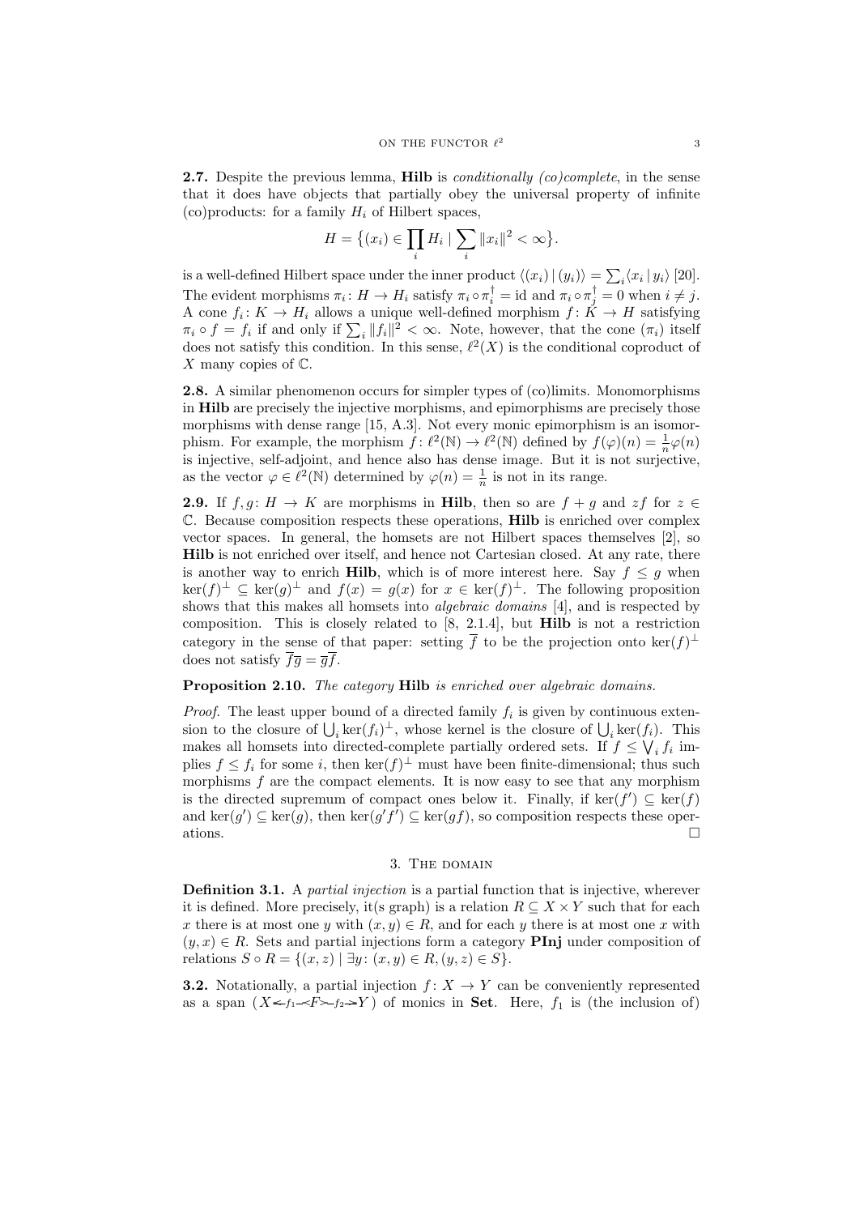**2.7.** Despite the previous lemma, **Hilb** is *conditionally (co)complete*, in the sense that it does have objects that partially obey the universal property of infinite (co)products: for a family $H_i$ of Hilbert spaces,

$$H = \{(x_i) \in \prod_i H_i \mid \sum_i \|x_i\|^2 < \infty\}.$$

is a well-defined Hilbert space under the inner product $\langle (x_i) \mid (y_i) \rangle = \sum_i \langle x_i \mid y_i \rangle$ [20]. The evident morphisms $\pi_i \colon H \to H_i$ satisfy $\pi_i \circ \pi_i^\dagger = \mathrm{id}$ and $\pi_i \circ \pi_j^\dagger = 0$ when $i \neq j$. A cone $f_i \colon K \to H_i$ allows a unique well-defined morphism $f \colon K \to H$ satisfying $\pi_i \circ f = f_i$ if and only if $\sum_i \|f_i\|^2 < \infty$. Note, however, that the cone $(\pi_i)$ itself does not satisfy this condition. In this sense, $\ell^2(X)$ is the conditional coproduct of $X$ many copies of $\mathbb{C}$.

**2.8.** A similar phenomenon occurs for simpler types of (co)limits. Monomorphisms in **Hilb** are precisely the injective morphisms, and epimorphisms are precisely those morphisms with dense range [15, A.3]. Not every monic epimorphism is an isomorphism. For example, the morphism $f \colon \ell^2(\mathbb{N}) \to \ell^2(\mathbb{N})$ defined by $f(\varphi)(n) = \frac{1}{n}\varphi(n)$ is injective, self-adjoint, and hence also has dense image. But it is not surjective, as the vector $\varphi \in \ell^2(\mathbb{N})$ determined by $\varphi(n) = \frac{1}{n}$ is not in its range.

**2.9.** If $f, g \colon H \to K$ are morphisms in **Hilb**, then so are $f + g$ and $zf$ for $z \in \mathbb{C}$. Because composition respects these operations, **Hilb** is enriched over complex vector spaces. In general, the homsets are not Hilbert spaces themselves [2], so **Hilb** is not enriched over itself, and hence not Cartesian closed. At any rate, there is another way to enrich **Hilb**, which is of more interest here. Say $f \leq g$ when $\ker(f)^\perp \subseteq \ker(g)^\perp$ and $f(x) = g(x)$ for $x \in \ker(f)^\perp$. The following proposition shows that this makes all homsets into *algebraic domains* [4], and is respected by composition. This is closely related to [8, 2.1.4], but **Hilb** is not a restriction category in the sense of that paper: setting $\overline{f}$ to be the projection onto $\ker(f)^\perp$ does not satisfy $\overline{f}\overline{g} = \overline{g}\overline{f}$.

**Proposition 2.10.** *The category* **Hilb** *is enriched over algebraic domains.*

*Proof.* The least upper bound of a directed family $f_i$ is given by continuous extension to the closure of $\bigcup_i \ker(f_i)^\perp$, whose kernel is the closure of $\bigcup_i \ker(f_i)$. This makes all homsets into directed-complete partially ordered sets. If $f \leq \bigvee_i f_i$ implies $f \leq f_i$ for some $i$, then $\ker(f)^\perp$ must have been finite-dimensional; thus such morphisms $f$ are the compact elements. It is now easy to see that any morphism is the directed supremum of compact ones below it. Finally, if $\ker(f') \subseteq \ker(f)$ and $\ker(g') \subseteq \ker(g)$, then $\ker(g'f') \subseteq \ker(gf)$, so composition respects these operations. $\square$

## 3. The domain

**Definition 3.1.** A *partial injection* is a partial function that is injective, wherever it is defined. More precisely, it(s graph) is a relation $R \subseteq X \times Y$ such that for each $x$ there is at most one $y$ with $(x, y) \in R$, and for each $y$ there is at most one $x$ with $(y, x) \in R$. Sets and partial injections form a category **PInj** under composition of relations $S \circ R = \{(x, z) \mid \exists y \colon (x, y) \in R, (y, z) \in S\}$.

**3.2.** Notationally, a partial injection $f \colon X \to Y$ can be conveniently represented as a span $(X \xleftarrow{f_1} F \xrightarrow{f_2} Y)$ of monics in **Set**. Here, $f_1$ is (the inclusion of)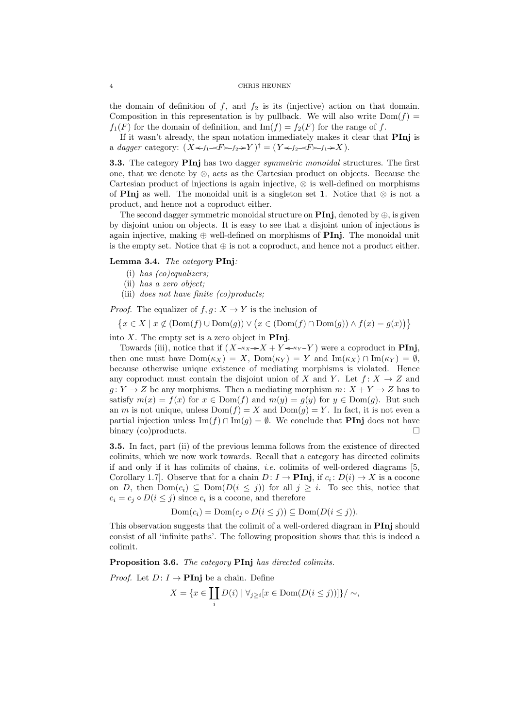the domain of definition of $f$, and $f_2$ is its (injective) action on that domain. Composition in this representation is by pullback. We will also write $\mathrm{Dom}(f) = f_1(F)$ for the domain of definition, and $\mathrm{Im}(f) = f_2(F)$ for the range of $f$.

If it wasn't already, the span notation immediately makes it clear that **PInj** is a *dagger* category: $(X \twoheadleftarrow f_1 \!-\!\!< F \rightarrowtail f_2 \twoheadrightarrow Y)^\dagger = (Y \twoheadleftarrow f_2 \!-\!\!< F \rightarrowtail f_1 \twoheadrightarrow X)$.

**3.3.** The category **PInj** has two dagger *symmetric monoidal* structures. The first one, that we denote by $\otimes$, acts as the Cartesian product on objects. Because the Cartesian product of injections is again injective, $\otimes$ is well-defined on morphisms of **PInj** as well. The monoidal unit is a singleton set **1**. Notice that $\otimes$ is not a product, and hence not a coproduct either.

The second dagger symmetric monoidal structure on **PInj**, denoted by $\oplus$, is given by disjoint union on objects. It is easy to see that a disjoint union of injections is again injective, making $\oplus$ well-defined on morphisms of **PInj**. The monoidal unit is the empty set. Notice that $\oplus$ is not a coproduct, and hence not a product either.

**Lemma 3.4.** *The category* **PInj***:*

(i) *has (co)equalizers;*
(ii) *has a zero object;*
(iii) *does not have finite (co)products;*

*Proof.* The equalizer of $f, g \colon X \to Y$ is the inclusion of

$$\big\{x \in X \mid x \notin (\mathrm{Dom}(f) \cup \mathrm{Dom}(g)) \vee \big(x \in (\mathrm{Dom}(f) \cap \mathrm{Dom}(g)) \wedge f(x) = g(x)\big)\big\}$$

into $X$. The empty set is a zero object in **PInj**.

Towards (iii), notice that if $(X \!-\!\kappa_X\!\!\twoheadrightarrow X + Y \twoheadleftarrow\!\kappa_Y\!- Y)$ were a coproduct in **PInj**, then one must have $\mathrm{Dom}(\kappa_X) = X$, $\mathrm{Dom}(\kappa_Y) = Y$ and $\mathrm{Im}(\kappa_X) \cap \mathrm{Im}(\kappa_Y) = \emptyset$, because otherwise unique existence of mediating morphisms is violated. Hence any coproduct must contain the disjoint union of $X$ and $Y$. Let $f \colon X \to Z$ and $g \colon Y \to Z$ be any morphisms. Then a mediating morphism $m \colon X + Y \to Z$ has to satisfy $m(x) = f(x)$ for $x \in \mathrm{Dom}(f)$ and $m(y) = g(y)$ for $y \in \mathrm{Dom}(g)$. But such an $m$ is not unique, unless $\mathrm{Dom}(f) = X$ and $\mathrm{Dom}(g) = Y$. In fact, it is not even a partial injection unless $\mathrm{Im}(f) \cap \mathrm{Im}(g) = \emptyset$. We conclude that **PInj** does not have binary (co)products. □

**3.5.** In fact, part (ii) of the previous lemma follows from the existence of directed colimits, which we now work towards. Recall that a category has directed colimits if and only if it has colimits of chains, *i.e.* colimits of well-ordered diagrams [5, Corollary 1.7]. Observe that for a chain $D \colon I \to \mathbf{PInj}$, if $c_i \colon D(i) \to X$ is a cocone on $D$, then $\mathrm{Dom}(c_i) \subseteq \mathrm{Dom}(D(i \leq j))$ for all $j \geq i$. To see this, notice that $c_i = c_j \circ D(i \leq j)$ since $c_i$ is a cocone, and therefore

$$\mathrm{Dom}(c_i) = \mathrm{Dom}(c_j \circ D(i \leq j)) \subseteq \mathrm{Dom}(D(i \leq j)).$$

This observation suggests that the colimit of a well-ordered diagram in **PInj** should consist of all 'infinite paths'. The following proposition shows that this is indeed a colimit.

**Proposition 3.6.** *The category* **PInj** *has directed colimits.*

*Proof.* Let $D \colon I \to \mathbf{PInj}$ be a chain. Define

$$X = \{x \in \coprod_i D(i) \mid \forall_{j \geq i}[x \in \mathrm{Dom}(D(i \leq j))]\}/\sim,$$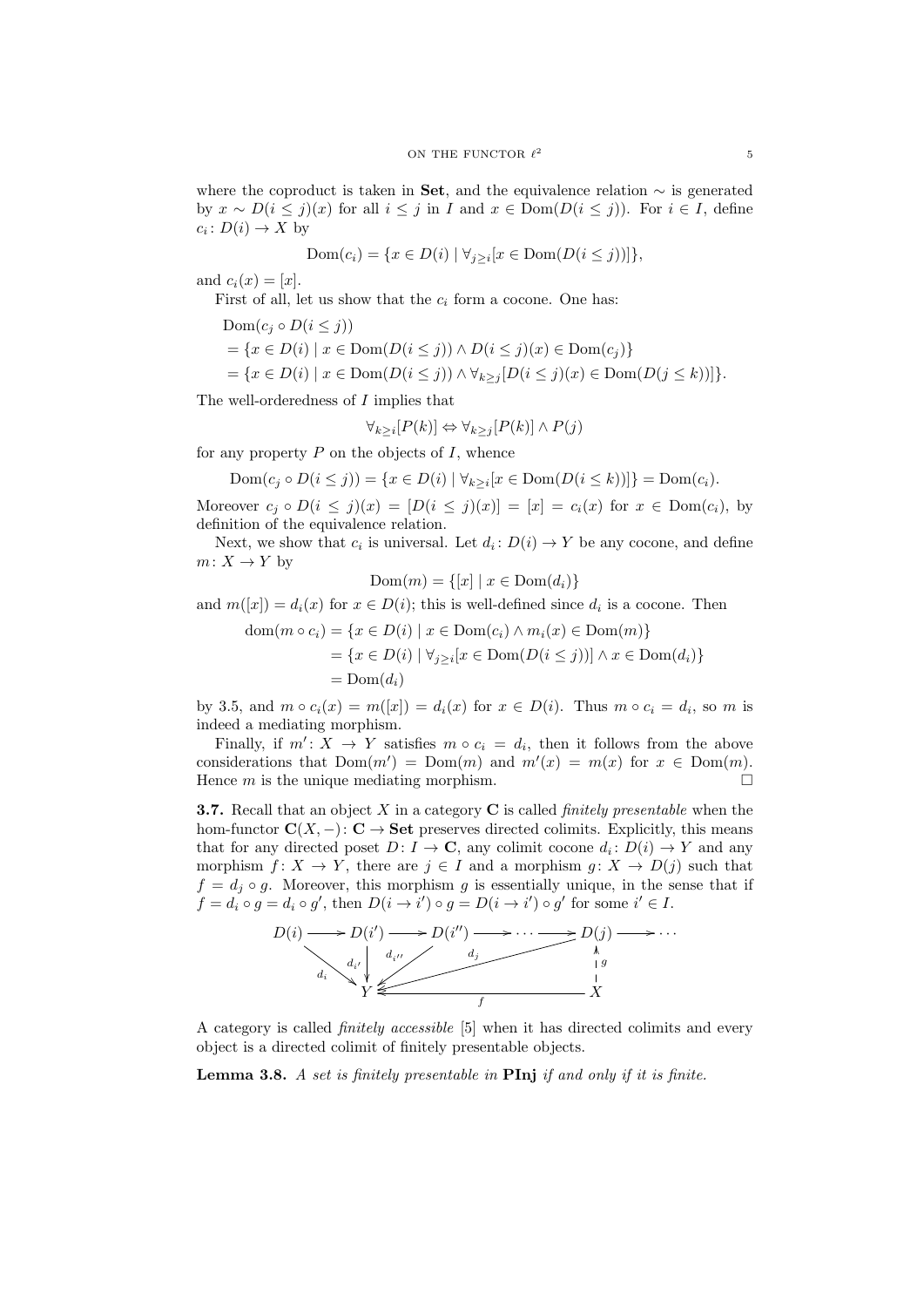where the coproduct is taken in **Set**, and the equivalence relation $\sim$ is generated by $x \sim D(i \leq j)(x)$ for all $i \leq j$ in $I$ and $x \in \mathrm{Dom}(D(i \leq j))$. For $i \in I$, define $c_i \colon D(i) \to X$ by

$$\mathrm{Dom}(c_i) = \{x \in D(i) \mid \forall_{j \geq i}[x \in \mathrm{Dom}(D(i \leq j))]\},$$

and $c_i(x) = [x]$.

First of all, let us show that the $c_i$ form a cocone. One has:

$$\begin{aligned}
&\mathrm{Dom}(c_j \circ D(i \leq j)) \\
&= \{x \in D(i) \mid x \in \mathrm{Dom}(D(i \leq j)) \wedge D(i \leq j)(x) \in \mathrm{Dom}(c_j)\} \\
&= \{x \in D(i) \mid x \in \mathrm{Dom}(D(i \leq j)) \wedge \forall_{k \geq j}[D(i \leq j)(x) \in \mathrm{Dom}(D(j \leq k))]\}.
\end{aligned}$$

The well-orderedness of $I$ implies that

$$\forall_{k \geq i}[P(k)] \Leftrightarrow \forall_{k \geq j}[P(k)] \wedge P(j)$$

for any property $P$ on the objects of $I$, whence

$$\mathrm{Dom}(c_j \circ D(i \leq j)) = \{x \in D(i) \mid \forall_{k \geq i}[x \in \mathrm{Dom}(D(i \leq k))]\} = \mathrm{Dom}(c_i).$$

Moreover $c_j \circ D(i \leq j)(x) = [D(i \leq j)(x)] = [x] = c_i(x)$ for $x \in \mathrm{Dom}(c_i)$, by definition of the equivalence relation.

Next, we show that $c_i$ is universal. Let $d_i \colon D(i) \to Y$ be any cocone, and define $m \colon X \to Y$ by

$$\mathrm{Dom}(m) = \{[x] \mid x \in \mathrm{Dom}(d_i)\}$$

and $m([x]) = d_i(x)$ for $x \in D(i)$; this is well-defined since $d_i$ is a cocone. Then

$$\begin{aligned}
\mathrm{dom}(m \circ c_i) &= \{x \in D(i) \mid x \in \mathrm{Dom}(c_i) \wedge m_i(x) \in \mathrm{Dom}(m)\} \\
&= \{x \in D(i) \mid \forall_{j \geq i}[x \in \mathrm{Dom}(D(i \leq j))] \wedge x \in \mathrm{Dom}(d_i)\} \\
&= \mathrm{Dom}(d_i)
\end{aligned}$$

by 3.5, and $m \circ c_i(x) = m([x]) = d_i(x)$ for $x \in D(i)$. Thus $m \circ c_i = d_i$, so $m$ is indeed a mediating morphism.

Finally, if $m' \colon X \to Y$ satisfies $m \circ c_i = d_i$, then it follows from the above considerations that $\mathrm{Dom}(m') = \mathrm{Dom}(m)$ and $m'(x) = m(x)$ for $x \in \mathrm{Dom}(m)$. Hence $m$ is the unique mediating morphism. □

**3.7.** Recall that an object $X$ in a category $\mathbf{C}$ is called *finitely presentable* when the hom-functor $\mathbf{C}(X, -) \colon \mathbf{C} \to \mathbf{Set}$ preserves directed colimits. Explicitly, this means that for any directed poset $D \colon I \to \mathbf{C}$, any colimit cocone $d_i \colon D(i) \to Y$ and any morphism $f \colon X \to Y$, there are $j \in I$ and a morphism $g \colon X \to D(j)$ such that $f = d_j \circ g$. Moreover, this morphism $g$ is essentially unique, in the sense that if $f = d_i \circ g = d_i \circ g'$, then $D(i \to i') \circ g = D(i \to i') \circ g'$ for some $i' \in I$.

$$\begin{array}{ccccccccc}
D(i) & \longrightarrow & D(i') & \longrightarrow & D(i'') & \longrightarrow \cdots \longrightarrow & D(j) & \longrightarrow & \cdots \\
 & \searrow^{d_i} & \downarrow^{d_{i'}} & \swarrow_{d_{i''}} & & \swarrow_{d_j} & \uparrow^{g} & & \\
 & & Y & & \xleftarrow{\quad f \quad} & & X & &
\end{array}$$

A category is called *finitely accessible* [5] when it has directed colimits and every object is a directed colimit of finitely presentable objects.

**Lemma 3.8.** *A set is finitely presentable in* **PInj** *if and only if it is finite.*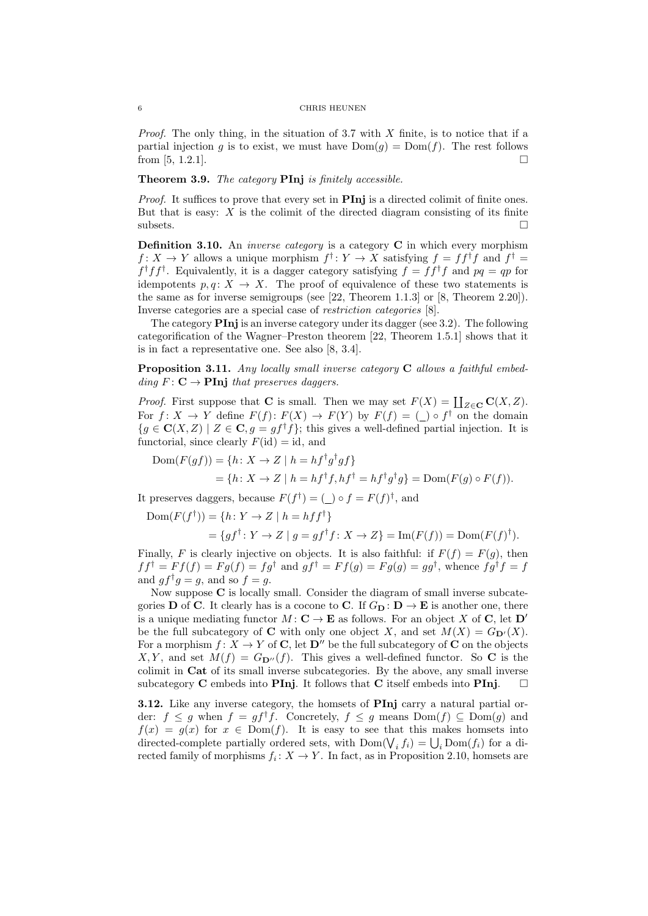*Proof.* The only thing, in the situation of 3.7 with $X$ finite, is to notice that if a partial injection $g$ is to exist, we must have $\mathrm{Dom}(g) = \mathrm{Dom}(f)$. The rest follows from [5, 1.2.1]. □

**Theorem 3.9.** *The category* **PInj** *is finitely accessible.*

*Proof.* It suffices to prove that every set in **PInj** is a directed colimit of finite ones. But that is easy: $X$ is the colimit of the directed diagram consisting of its finite subsets. □

**Definition 3.10.** An *inverse category* is a category **C** in which every morphism $f \colon X \to Y$ allows a unique morphism $f^\dagger \colon Y \to X$ satisfying $f = ff^\dagger f$ and $f^\dagger = f^\dagger f f^\dagger$. Equivalently, it is a dagger category satisfying $f = ff^\dagger f$ and $pq = qp$ for idempotents $p, q \colon X \to X$. The proof of equivalence of these two statements is the same as for inverse semigroups (see [22, Theorem 1.1.3] or [8, Theorem 2.20]). Inverse categories are a special case of *restriction categories* [8].

The category **PInj** is an inverse category under its dagger (see 3.2). The following categorification of the Wagner–Preston theorem [22, Theorem 1.5.1] shows that it is in fact a representative one. See also [8, 3.4].

**Proposition 3.11.** *Any locally small inverse category* **C** *allows a faithful embedding* $F \colon \mathbf{C} \to \mathbf{PInj}$ *that preserves daggers.*

*Proof.* First suppose that **C** is small. Then we may set $F(X) = \coprod_{Z \in \mathbf{C}} \mathbf{C}(X, Z)$. For $f \colon X \to Y$ define $F(f) \colon F(X) \to F(Y)$ by $F(f) = (\_) \circ f^\dagger$ on the domain $\{g \in \mathbf{C}(X, Z) \mid Z \in \mathbf{C}, g = gf^\dagger f\}$; this gives a well-defined partial injection. It is functorial, since clearly $F(\mathrm{id}) = \mathrm{id}$, and

$$\begin{aligned}\mathrm{Dom}(F(gf)) &= \{h \colon X \to Z \mid h = hf^\dagger g^\dagger g f\} \\ &= \{h \colon X \to Z \mid h = hf^\dagger f, hf^\dagger = hf^\dagger g^\dagger g\} = \mathrm{Dom}(F(g) \circ F(f)).\end{aligned}$$

It preserves daggers, because $F(f^\dagger) = (\_) \circ f = F(f)^\dagger$, and

$$\begin{aligned}\mathrm{Dom}(F(f^\dagger)) &= \{h \colon Y \to Z \mid h = hff^\dagger\} \\ &= \{gf^\dagger \colon Y \to Z \mid g = gf^\dagger f \colon X \to Z\} = \mathrm{Im}(F(f)) = \mathrm{Dom}(F(f)^\dagger).\end{aligned}$$

Finally, $F$ is clearly injective on objects. It is also faithful: if $F(f) = F(g)$, then $ff^\dagger = Ff(f) = Fg(f) = fg^\dagger$ and $gf^\dagger = Ff(g) = Fg(g) = gg^\dagger$, whence $fg^\dagger f = f$ and $gf^\dagger g = g$, and so $f = g$.

Now suppose **C** is locally small. Consider the diagram of small inverse subcategories **D** of **C**. It clearly has is a cocone to **C**. If $G_\mathbf{D} \colon \mathbf{D} \to \mathbf{E}$ is another one, there is a unique mediating functor $M \colon \mathbf{C} \to \mathbf{E}$ as follows. For an object $X$ of **C**, let $\mathbf{D}'$ be the full subcategory of **C** with only one object $X$, and set $M(X) = G_{\mathbf{D}'}(X)$. For a morphism $f \colon X \to Y$ of **C**, let $\mathbf{D}''$ be the full subcategory of **C** on the objects $X, Y$, and set $M(f) = G_{\mathbf{D}''}(f)$. This gives a well-defined functor. So **C** is the colimit in **Cat** of its small inverse subcategories. By the above, any small inverse subcategory **C** embeds into **PInj**. It follows that **C** itself embeds into **PInj**. □

**3.12.** Like any inverse category, the homsets of **PInj** carry a natural partial order: $f \leq g$ when $f = gf^\dagger f$. Concretely, $f \leq g$ means $\mathrm{Dom}(f) \subseteq \mathrm{Dom}(g)$ and $f(x) = g(x)$ for $x \in \mathrm{Dom}(f)$. It is easy to see that this makes homsets into directed-complete partially ordered sets, with $\mathrm{Dom}(\bigvee_i f_i) = \bigcup_i \mathrm{Dom}(f_i)$ for a directed family of morphisms $f_i \colon X \to Y$. In fact, as in Proposition 2.10, homsets are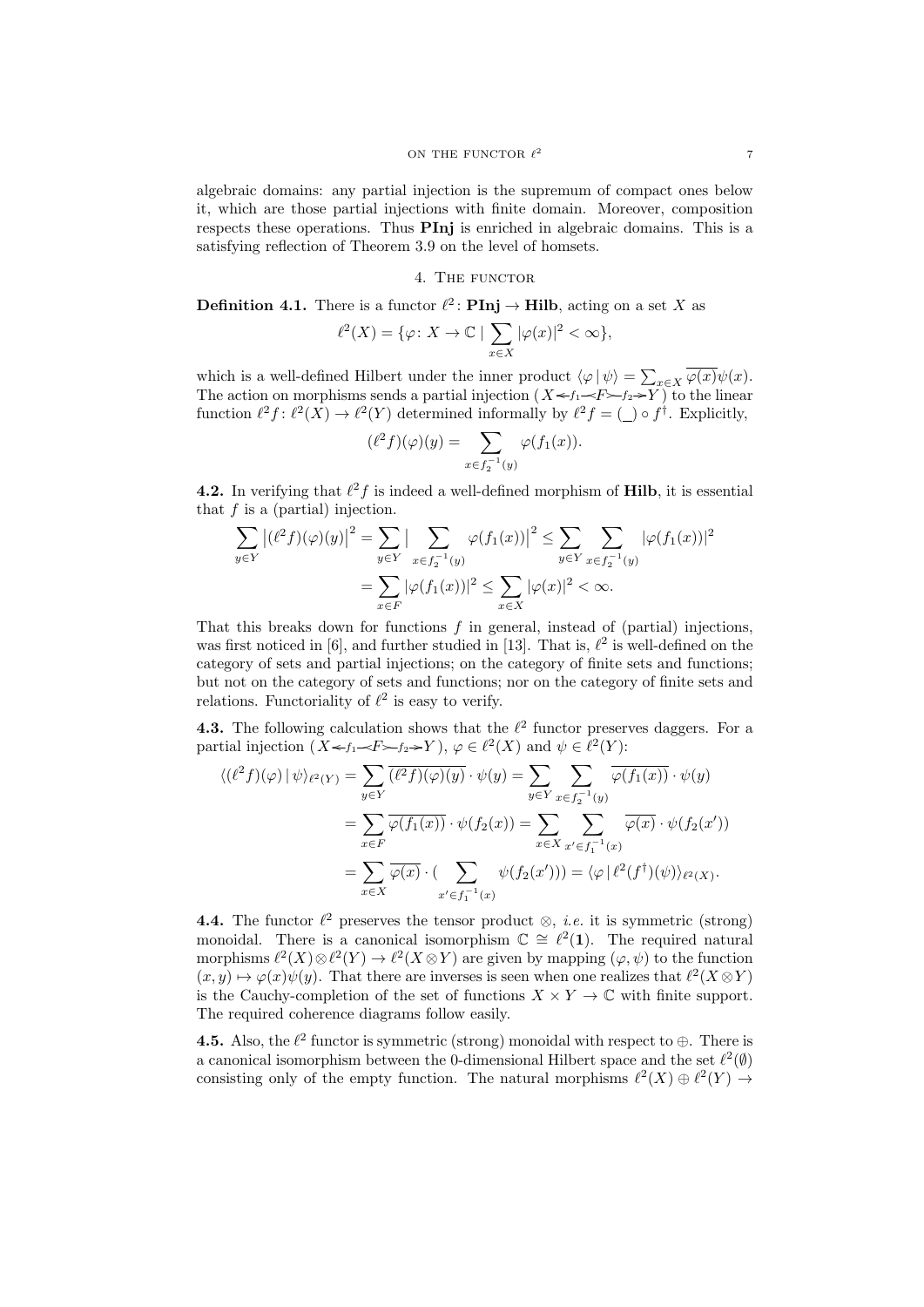algebraic domains: any partial injection is the supremum of compact ones below it, which are those partial injections with finite domain. Moreover, composition respects these operations. Thus **PInj** is enriched in algebraic domains. This is a satisfying reflection of Theorem 3.9 on the level of homsets.

## 4. The functor

**Definition 4.1.** There is a functor $\ell^2 \colon \mathbf{PInj} \to \mathbf{Hilb}$, acting on a set $X$ as

$$\ell^2(X) = \{\varphi \colon X \to \mathbb{C} \mid \sum_{x \in X} |\varphi(x)|^2 < \infty\},$$

which is a well-defined Hilbert under the inner product $\langle \varphi \mid \psi \rangle = \sum_{x \in X} \overline{\varphi(x)}\psi(x)$. The action on morphisms sends a partial injection $(X \twoheadleftarrow f_1 \prec F \rightarrowtail f_2 \twoheadrightarrow Y)$ to the linear function $\ell^2 f \colon \ell^2(X) \to \ell^2(Y)$ determined informally by $\ell^2 f = (\_) \circ f^\dagger$. Explicitly,

$$(\ell^2 f)(\varphi)(y) = \sum_{x \in f_2^{-1}(y)} \varphi(f_1(x)).$$

**4.2.** In verifying that $\ell^2 f$ is indeed a well-defined morphism of **Hilb**, it is essential that $f$ is a (partial) injection.

$$\begin{aligned}\sum_{y \in Y} \left|(\ell^2 f)(\varphi)(y)\right|^2 &= \sum_{y \in Y} \Big| \sum_{x \in f_2^{-1}(y)} \varphi(f_1(x))\Big|^2 \leq \sum_{y \in Y} \sum_{x \in f_2^{-1}(y)} |\varphi(f_1(x))|^2 \\ &= \sum_{x \in F} |\varphi(f_1(x))|^2 \leq \sum_{x \in X} |\varphi(x)|^2 < \infty.\end{aligned}$$

That this breaks down for functions $f$ in general, instead of (partial) injections, was first noticed in [6], and further studied in [13]. That is, $\ell^2$ is well-defined on the category of sets and partial injections; on the category of finite sets and functions; but not on the category of sets and functions; nor on the category of finite sets and relations. Functoriality of $\ell^2$ is easy to verify.

**4.3.** The following calculation shows that the $\ell^2$ functor preserves daggers. For a partial injection $(X \twoheadleftarrow f_1 \prec F \rightarrowtail f_2 \twoheadrightarrow Y)$, $\varphi \in \ell^2(X)$ and $\psi \in \ell^2(Y)$:

$$\begin{aligned}\langle (\ell^2 f)(\varphi) \mid \psi \rangle_{\ell^2(Y)} &= \sum_{y \in Y} \overline{(\ell^2 f)(\varphi)(y)} \cdot \psi(y) = \sum_{y \in Y} \sum_{x \in f_2^{-1}(y)} \overline{\varphi(f_1(x))} \cdot \psi(y) \\ &= \sum_{x \in F} \overline{\varphi(f_1(x))} \cdot \psi(f_2(x)) = \sum_{x \in X} \sum_{x' \in f_1^{-1}(x)} \overline{\varphi(x)} \cdot \psi(f_2(x')) \\ &= \sum_{x \in X} \overline{\varphi(x)} \cdot \Big( \sum_{x' \in f_1^{-1}(x)} \psi(f_2(x'))\Big) = \langle \varphi \mid \ell^2(f^\dagger)(\psi)\rangle_{\ell^2(X)}.\end{aligned}$$

**4.4.** The functor $\ell^2$ preserves the tensor product $\otimes$, *i.e.* it is symmetric (strong) monoidal. There is a canonical isomorphism $\mathbb{C} \cong \ell^2(\mathbf{1})$. The required natural morphisms $\ell^2(X) \otimes \ell^2(Y) \to \ell^2(X \otimes Y)$ are given by mapping $(\varphi, \psi)$ to the function $(x, y) \mapsto \varphi(x)\psi(y)$. That there are inverses is seen when one realizes that $\ell^2(X \otimes Y)$ is the Cauchy-completion of the set of functions $X \times Y \to \mathbb{C}$ with finite support. The required coherence diagrams follow easily.

**4.5.** Also, the $\ell^2$ functor is symmetric (strong) monoidal with respect to $\oplus$. There is a canonical isomorphism between the 0-dimensional Hilbert space and the set $\ell^2(\emptyset)$ consisting only of the empty function. The natural morphisms $\ell^2(X) \oplus \ell^2(Y) \to$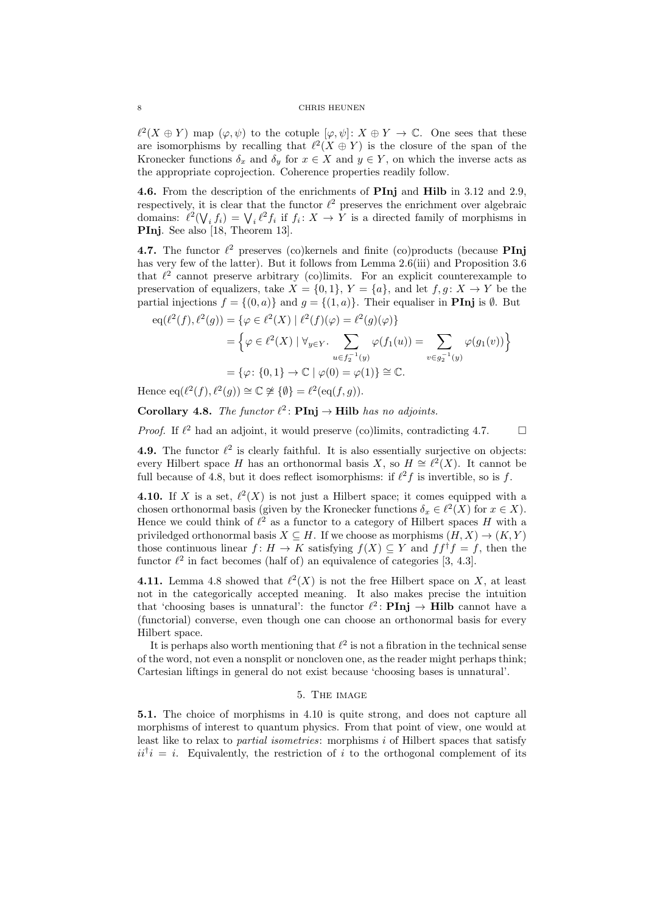$\ell^2(X \oplus Y)$ map $(\varphi, \psi)$ to the cotuple $[\varphi, \psi] \colon X \oplus Y \to \mathbb{C}$. One sees that these are isomorphisms by recalling that $\ell^2(X \oplus Y)$ is the closure of the span of the Kronecker functions $\delta_x$ and $\delta_y$ for $x \in X$ and $y \in Y$, on which the inverse acts as the appropriate coprojection. Coherence properties readily follow.

**4.6.** From the description of the enrichments of **PInj** and **Hilb** in 3.12 and 2.9, respectively, it is clear that the functor $\ell^2$ preserves the enrichment over algebraic domains: $\ell^2(\bigvee_i f_i) = \bigvee_i \ell^2 f_i$ if $f_i \colon X \to Y$ is a directed family of morphisms in **PInj**. See also [18, Theorem 13].

**4.7.** The functor $\ell^2$ preserves (co)kernels and finite (co)products (because **PInj** has very few of the latter). But it follows from Lemma 2.6(iii) and Proposition 3.6 that $\ell^2$ cannot preserve arbitrary (co)limits. For an explicit counterexample to preservation of equalizers, take $X = \{0, 1\}$, $Y = \{a\}$, and let $f, g \colon X \to Y$ be the partial injections $f = \{(0, a)\}$ and $g = \{(1, a)\}$. Their equaliser in **PInj** is $\emptyset$. But

$$
\begin{aligned}
\mathrm{eq}(\ell^2(f), \ell^2(g)) &= \{\varphi \in \ell^2(X) \mid \ell^2(f)(\varphi) = \ell^2(g)(\varphi)\} \\
&= \Big\{\varphi \in \ell^2(X) \mid \forall_{y \in Y}. \sum_{u \in f_2^{-1}(y)} \varphi(f_1(u)) = \sum_{v \in g_2^{-1}(y)} \varphi(g_1(v))\Big\} \\
&= \{\varphi \colon \{0,1\} \to \mathbb{C} \mid \varphi(0) = \varphi(1)\} \cong \mathbb{C}.
\end{aligned}
$$

Hence $\mathrm{eq}(\ell^2(f), \ell^2(g)) \cong \mathbb{C} \not\cong \{\emptyset\} = \ell^2(\mathrm{eq}(f, g))$.

**Corollary 4.8.** *The functor $\ell^2 \colon$ **PInj** $\to$ **Hilb** has no adjoints.*

*Proof.* If $\ell^2$ had an adjoint, it would preserve (co)limits, contradicting 4.7. □

**4.9.** The functor $\ell^2$ is clearly faithful. It is also essentially surjective on objects: every Hilbert space $H$ has an orthonormal basis $X$, so $H \cong \ell^2(X)$. It cannot be full because of 4.8, but it does reflect isomorphisms: if $\ell^2 f$ is invertible, so is $f$.

**4.10.** If $X$ is a set, $\ell^2(X)$ is not just a Hilbert space; it comes equipped with a chosen orthonormal basis (given by the Kronecker functions $\delta_x \in \ell^2(X)$ for $x \in X$). Hence we could think of $\ell^2$ as a functor to a category of Hilbert spaces $H$ with a priviledged orthonormal basis $X \subseteq H$. If we choose as morphisms $(H, X) \to (K, Y)$ those continuous linear $f \colon H \to K$ satisfying $f(X) \subseteq Y$ and $ff^\dagger f = f$, then the functor $\ell^2$ in fact becomes (half of) an equivalence of categories [3, 4.3].

**4.11.** Lemma 4.8 showed that $\ell^2(X)$ is not the free Hilbert space on $X$, at least not in the categorically accepted meaning. It also makes precise the intuition that 'choosing bases is unnatural': the functor $\ell^2 \colon$ **PInj** $\to$ **Hilb** cannot have a (functorial) converse, even though one can choose an orthonormal basis for every Hilbert space.

It is perhaps also worth mentioning that $\ell^2$ is not a fibration in the technical sense of the word, not even a nonsplit or noncloven one, as the reader might perhaps think; Cartesian liftings in general do not exist because 'choosing bases is unnatural'.

## 5. The image

**5.1.** The choice of morphisms in 4.10 is quite strong, and does not capture all morphisms of interest to quantum physics. From that point of view, one would at least like to relax to *partial isometries*: morphisms $i$ of Hilbert spaces that satisfy $ii^\dagger i = i$. Equivalently, the restriction of $i$ to the orthogonal complement of its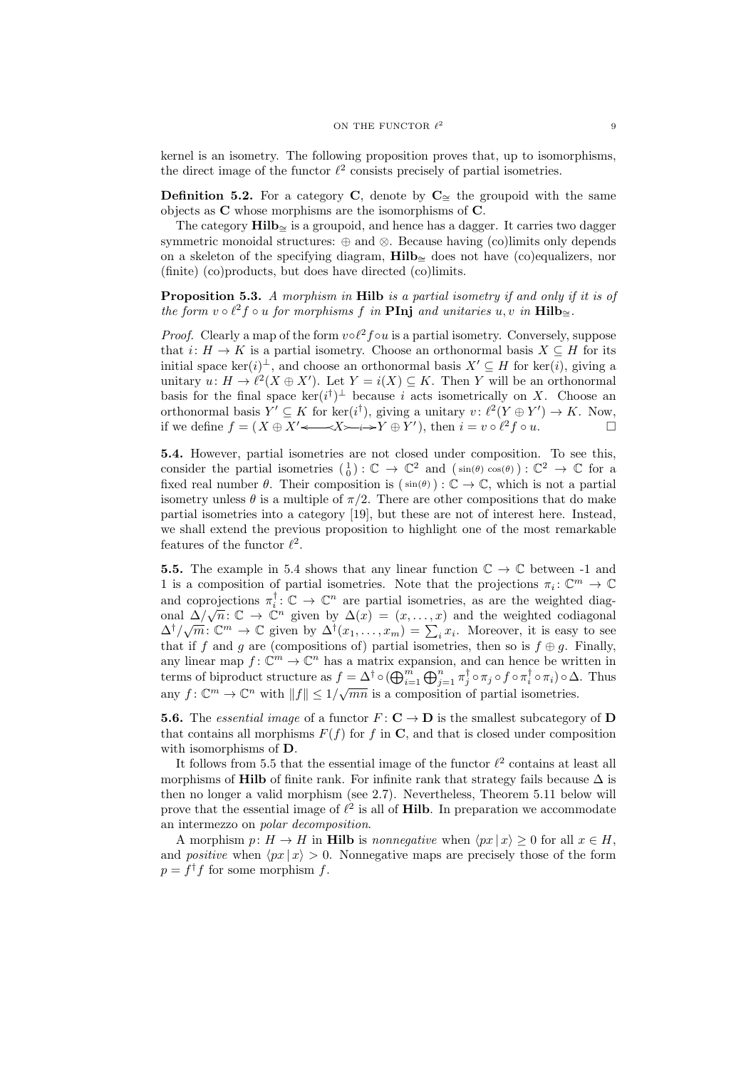kernel is an isometry. The following proposition proves that, up to isomorphisms, the direct image of the functor $\ell^2$ consists precisely of partial isometries.

**Definition 5.2.** For a category $\mathbf{C}$, denote by $\mathbf{C}_{\cong}$ the groupoid with the same objects as $\mathbf{C}$ whose morphisms are the isomorphisms of $\mathbf{C}$.

The category $\mathbf{Hilb}_{\cong}$ is a groupoid, and hence has a dagger. It carries two dagger symmetric monoidal structures: $\oplus$ and $\otimes$. Because having (co)limits only depends on a skeleton of the specifying diagram, $\mathbf{Hilb}_{\cong}$ does not have (co)equalizers, nor (finite) (co)products, but does have directed (co)limits.

**Proposition 5.3.** *A morphism in* $\mathbf{Hilb}$ *is a partial isometry if and only if it is of the form* $v \circ \ell^2 f \circ u$ *for morphisms* $f$ *in* $\mathbf{PInj}$ *and unitaries* $u, v$ *in* $\mathbf{Hilb}_{\cong}$.

*Proof.* Clearly a map of the form $v \circ \ell^2 f \circ u$ is a partial isometry. Conversely, suppose that $i \colon H \to K$ is a partial isometry. Choose an orthonormal basis $X \subseteq H$ for its initial space $\ker(i)^{\perp}$, and choose an orthonormal basis $X' \subseteq H$ for $\ker(i)$, giving a unitary $u \colon H \to \ell^2(X \oplus X')$. Let $Y = i(X) \subseteq K$. Then $Y$ will be an orthonormal basis for the final space $\ker(i^\dagger)^{\perp}$ because $i$ acts isometrically on $X$. Choose an orthonormal basis $Y' \subseteq K$ for $\ker(i^\dagger)$, giving a unitary $v \colon \ell^2(Y \oplus Y') \to K$. Now, if we define $f = (X \oplus X' \longleftarrow X \rightarrowtail^{i} Y \oplus Y')$, then $i = v \circ \ell^2 f \circ u$. $\square$

**5.4.** However, partial isometries are not closed under composition. To see this, consider the partial isometries $\left(\begin{smallmatrix} 1 \\ 0 \end{smallmatrix}\right) \colon \mathbb{C} \to \mathbb{C}^2$ and $\left(\begin{smallmatrix} \sin(\theta) & \cos(\theta) \end{smallmatrix}\right) \colon \mathbb{C}^2 \to \mathbb{C}$ for a fixed real number $\theta$. Their composition is $\left(\begin{smallmatrix} \sin(\theta) \end{smallmatrix}\right) \colon \mathbb{C} \to \mathbb{C}$, which is not a partial isometry unless $\theta$ is a multiple of $\pi/2$. There are other compositions that do make partial isometries into a category [19], but these are not of interest here. Instead, we shall extend the previous proposition to highlight one of the most remarkable features of the functor $\ell^2$.

**5.5.** The example in 5.4 shows that any linear function $\mathbb{C} \to \mathbb{C}$ between -1 and 1 is a composition of partial isometries. Note that the projections $\pi_i \colon \mathbb{C}^m \to \mathbb{C}$ and coprojections $\pi_i^\dagger \colon \mathbb{C} \to \mathbb{C}^n$ are partial isometries, as are the weighted diagonal $\Delta/\sqrt{n} \colon \mathbb{C} \to \mathbb{C}^n$ given by $\Delta(x) = (x, \ldots, x)$ and the weighted codiagonal $\Delta^\dagger/\sqrt{m} \colon \mathbb{C}^m \to \mathbb{C}$ given by $\Delta^\dagger(x_1, \ldots, x_m) = \sum_i x_i$. Moreover, it is easy to see that if $f$ and $g$ are (compositions of) partial isometries, then so is $f \oplus g$. Finally, any linear map $f \colon \mathbb{C}^m \to \mathbb{C}^n$ has a matrix expansion, and can hence be written in terms of biproduct structure as $f = \Delta^\dagger \circ (\bigoplus_{i=1}^m \bigoplus_{j=1}^n \pi_j^\dagger \circ \pi_j \circ f \circ \pi_i^\dagger \circ \pi_i) \circ \Delta$. Thus any $f \colon \mathbb{C}^m \to \mathbb{C}^n$ with $\|f\| \leq 1/\sqrt{mn}$ is a composition of partial isometries.

**5.6.** The *essential image* of a functor $F \colon \mathbf{C} \to \mathbf{D}$ is the smallest subcategory of $\mathbf{D}$ that contains all morphisms $F(f)$ for $f$ in $\mathbf{C}$, and that is closed under composition with isomorphisms of $\mathbf{D}$.

It follows from 5.5 that the essential image of the functor $\ell^2$ contains at least all morphisms of $\mathbf{Hilb}$ of finite rank. For infinite rank that strategy fails because $\Delta$ is then no longer a valid morphism (see 2.7). Nevertheless, Theorem 5.11 below will prove that the essential image of $\ell^2$ is all of $\mathbf{Hilb}$. In preparation we accommodate an intermezzo on *polar decomposition*.

A morphism $p \colon H \to H$ in $\mathbf{Hilb}$ is *nonnegative* when $\langle px \,|\, x \rangle \geq 0$ for all $x \in H$, and *positive* when $\langle px \,|\, x \rangle > 0$. Nonnegative maps are precisely those of the form $p = f^\dagger f$ for some morphism $f$.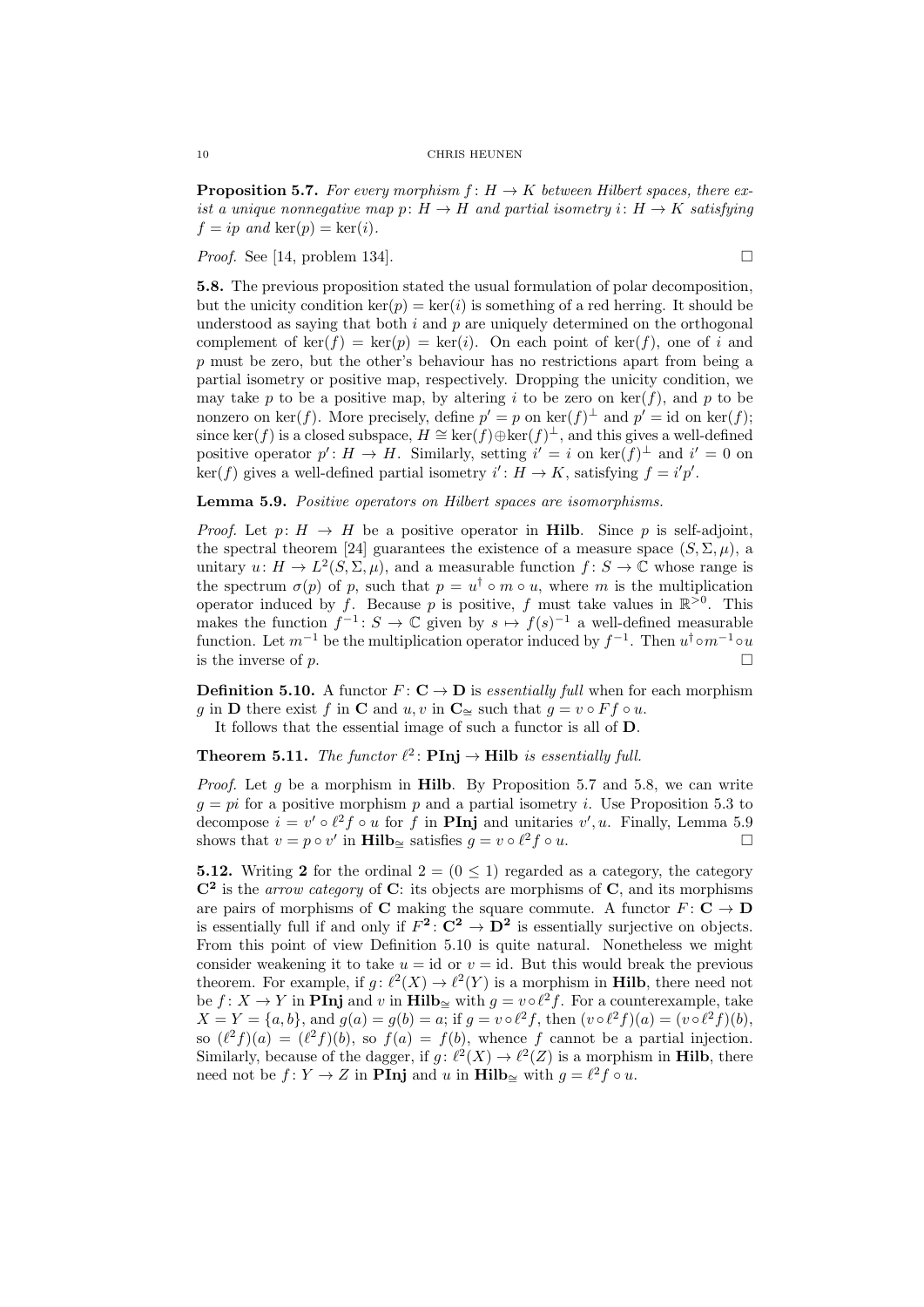**Proposition 5.7.** *For every morphism $f \colon H \to K$ between Hilbert spaces, there exist a unique nonnegative map $p \colon H \to H$ and partial isometry $i \colon H \to K$ satisfying $f = ip$ and $\ker(p) = \ker(i)$.*

*Proof.* See [14, problem 134]. □

**5.8.** The previous proposition stated the usual formulation of polar decomposition, but the unicity condition $\ker(p) = \ker(i)$ is something of a red herring. It should be understood as saying that both $i$ and $p$ are uniquely determined on the orthogonal complement of $\ker(f) = \ker(p) = \ker(i)$. On each point of $\ker(f)$, one of $i$ and $p$ must be zero, but the other's behaviour has no restrictions apart from being a partial isometry or positive map, respectively. Dropping the unicity condition, we may take $p$ to be a positive map, by altering $i$ to be zero on $\ker(f)$, and $p$ to be nonzero on $\ker(f)$. More precisely, define $p' = p$ on $\ker(f)^\perp$ and $p' = \mathrm{id}$ on $\ker(f)$; since $\ker(f)$ is a closed subspace, $H \cong \ker(f) \oplus \ker(f)^\perp$, and this gives a well-defined positive operator $p' \colon H \to H$. Similarly, setting $i' = i$ on $\ker(f)^\perp$ and $i' = 0$ on $\ker(f)$ gives a well-defined partial isometry $i' \colon H \to K$, satisfying $f = i'p'$.

**Lemma 5.9.** *Positive operators on Hilbert spaces are isomorphisms.*

*Proof.* Let $p \colon H \to H$ be a positive operator in **Hilb**. Since $p$ is self-adjoint, the spectral theorem [24] guarantees the existence of a measure space $(S, \Sigma, \mu)$, a unitary $u \colon H \to L^2(S, \Sigma, \mu)$, and a measurable function $f \colon S \to \mathbb{C}$ whose range is the spectrum $\sigma(p)$ of $p$, such that $p = u^\dagger \circ m \circ u$, where $m$ is the multiplication operator induced by $f$. Because $p$ is positive, $f$ must take values in $\mathbb{R}^{>0}$. This makes the function $f^{-1} \colon S \to \mathbb{C}$ given by $s \mapsto f(s)^{-1}$ a well-defined measurable function. Let $m^{-1}$ be the multiplication operator induced by $f^{-1}$. Then $u^\dagger \circ m^{-1} \circ u$ is the inverse of $p$. □

**Definition 5.10.** A functor $F \colon \mathbf{C} \to \mathbf{D}$ is *essentially full* when for each morphism $g$ in $\mathbf{D}$ there exist $f$ in $\mathbf{C}$ and $u, v$ in $\mathbf{C}_\cong$ such that $g = v \circ Ff \circ u$.

It follows that the essential image of such a functor is all of $\mathbf{D}$.

**Theorem 5.11.** *The functor $\ell^2 \colon \mathbf{PInj} \to \mathbf{Hilb}$ is essentially full.*

*Proof.* Let $g$ be a morphism in **Hilb**. By Proposition 5.7 and 5.8, we can write $g = pi$ for a positive morphism $p$ and a partial isometry $i$. Use Proposition 5.3 to decompose $i = v' \circ \ell^2 f \circ u$ for $f$ in **PInj** and unitaries $v', u$. Finally, Lemma 5.9 shows that $v = p \circ v'$ in $\mathbf{Hilb}_\cong$ satisfies $g = v \circ \ell^2 f \circ u$. □

**5.12.** Writing $\mathbf{2}$ for the ordinal $2 = (0 \leq 1)$ regarded as a category, the category $\mathbf{C}^\mathbf{2}$ is the *arrow category* of $\mathbf{C}$: its objects are morphisms of $\mathbf{C}$, and its morphisms are pairs of morphisms of $\mathbf{C}$ making the square commute. A functor $F \colon \mathbf{C} \to \mathbf{D}$ is essentially full if and only if $F^\mathbf{2} \colon \mathbf{C}^\mathbf{2} \to \mathbf{D}^\mathbf{2}$ is essentially surjective on objects. From this point of view Definition 5.10 is quite natural. Nonetheless we might consider weakening it to take $u = \mathrm{id}$ or $v = \mathrm{id}$. But this would break the previous theorem. For example, if $g \colon \ell^2(X) \to \ell^2(Y)$ is a morphism in **Hilb**, there need not be $f \colon X \to Y$ in **PInj** and $v$ in $\mathbf{Hilb}_\cong$ with $g = v \circ \ell^2 f$. For a counterexample, take $X = Y = \{a, b\}$, and $g(a) = g(b) = a$; if $g = v \circ \ell^2 f$, then $(v \circ \ell^2 f)(a) = (v \circ \ell^2 f)(b)$, so $(\ell^2 f)(a) = (\ell^2 f)(b)$, so $f(a) = f(b)$, whence $f$ cannot be a partial injection. Similarly, because of the dagger, if $g \colon \ell^2(X) \to \ell^2(Z)$ is a morphism in **Hilb**, there need not be $f \colon Y \to Z$ in **PInj** and $u$ in $\mathbf{Hilb}_\cong$ with $g = \ell^2 f \circ u$.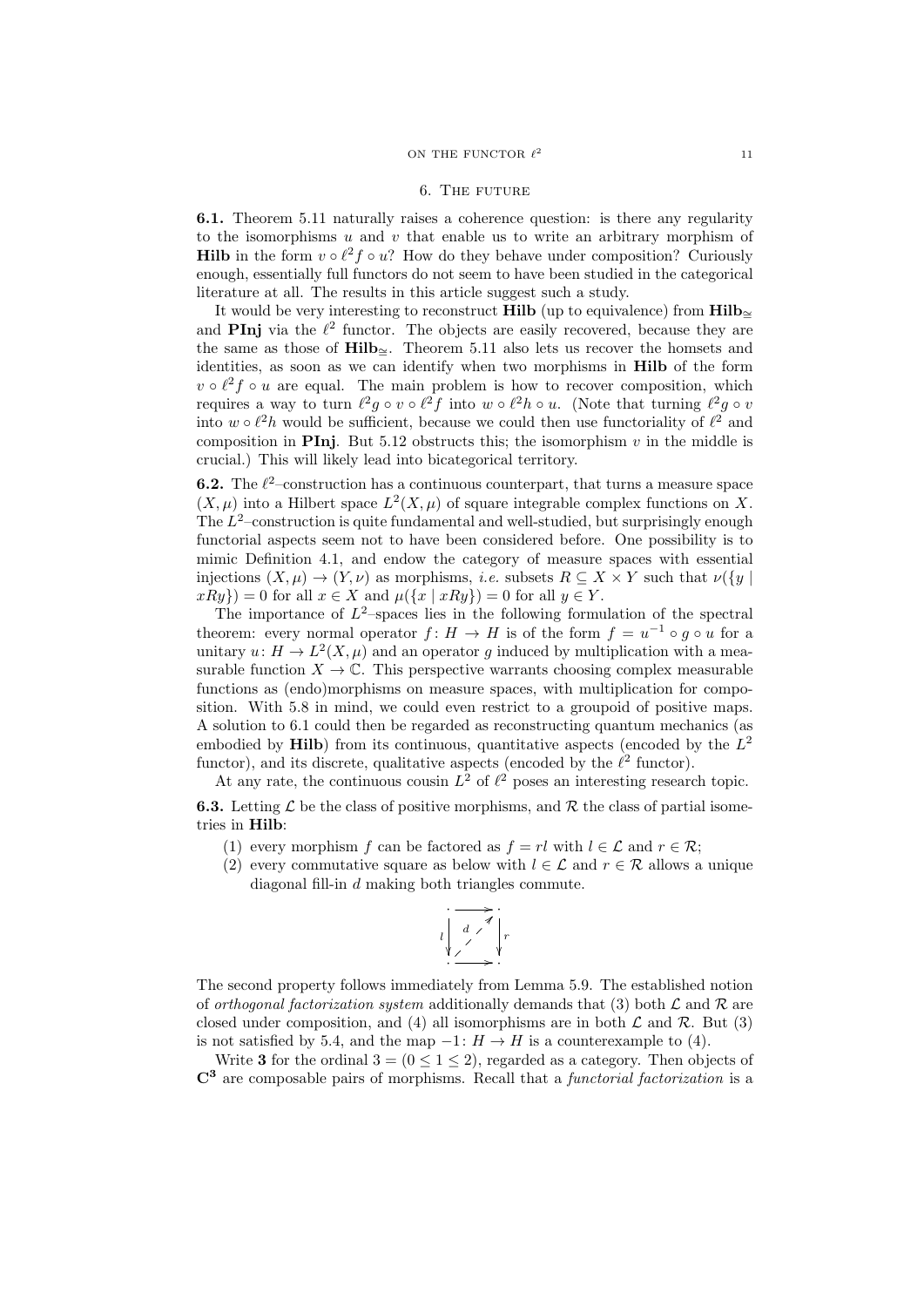## 6. The future

**6.1.** Theorem 5.11 naturally raises a coherence question: is there any regularity to the isomorphisms $u$ and $v$ that enable us to write an arbitrary morphism of **Hilb** in the form $v \circ \ell^2 f \circ u$? How do they behave under composition? Curiously enough, essentially full functors do not seem to have been studied in the categorical literature at all. The results in this article suggest such a study.

It would be very interesting to reconstruct **Hilb** (up to equivalence) from $\mathbf{Hilb}_{\cong}$ and **PInj** via the $\ell^2$ functor. The objects are easily recovered, because they are the same as those of $\mathbf{Hilb}_{\cong}$. Theorem 5.11 also lets us recover the homsets and identities, as soon as we can identify when two morphisms in **Hilb** of the form $v \circ \ell^2 f \circ u$ are equal. The main problem is how to recover composition, which requires a way to turn $\ell^2 g \circ v \circ \ell^2 f$ into $w \circ \ell^2 h \circ u$. (Note that turning $\ell^2 g \circ v$ into $w \circ \ell^2 h$ would be sufficient, because we could then use functoriality of $\ell^2$ and composition in **PInj**. But 5.12 obstructs this; the isomorphism $v$ in the middle is crucial.) This will likely lead into bicategorical territory.

**6.2.** The $\ell^2$–construction has a continuous counterpart, that turns a measure space $(X, \mu)$ into a Hilbert space $L^2(X, \mu)$ of square integrable complex functions on $X$. The $L^2$–construction is quite fundamental and well-studied, but surprisingly enough functorial aspects seem not to have been considered before. One possibility is to mimic Definition 4.1, and endow the category of measure spaces with essential injections $(X, \mu) \to (Y, \nu)$ as morphisms, *i.e.* subsets $R \subseteq X \times Y$ such that $\nu(\{y \mid xRy\}) = 0$ for all $x \in X$ and $\mu(\{x \mid xRy\}) = 0$ for all $y \in Y$.

The importance of $L^2$–spaces lies in the following formulation of the spectral theorem: every normal operator $f \colon H \to H$ is of the form $f = u^{-1} \circ g \circ u$ for a unitary $u \colon H \to L^2(X, \mu)$ and an operator $g$ induced by multiplication with a measurable function $X \to \mathbb{C}$. This perspective warrants choosing complex measurable functions as (endo)morphisms on measure spaces, with multiplication for composition. With 5.8 in mind, we could even restrict to a groupoid of positive maps. A solution to 6.1 could then be regarded as reconstructing quantum mechanics (as embodied by **Hilb**) from its continuous, quantitative aspects (encoded by the $L^2$ functor), and its discrete, qualitative aspects (encoded by the $\ell^2$ functor).

At any rate, the continuous cousin $L^2$ of $\ell^2$ poses an interesting research topic.

**6.3.** Letting $\mathcal{L}$ be the class of positive morphisms, and $\mathcal{R}$ the class of partial isometries in **Hilb**:

1. every morphism $f$ can be factored as $f = rl$ with $l \in \mathcal{L}$ and $r \in \mathcal{R}$;
2. every commutative square as below with $l \in \mathcal{L}$ and $r \in \mathcal{R}$ allows a unique diagonal fill-in $d$ making both triangles commute.

$$\begin{array}{ccc} \cdot & \longrightarrow & \cdot \\ {\scriptstyle l}\downarrow & \overset{d}{\nearrow} & \downarrow{\scriptstyle r} \\ \cdot & \longrightarrow & \cdot \end{array}$$

The second property follows immediately from Lemma 5.9. The established notion of *orthogonal factorization system* additionally demands that (3) both $\mathcal{L}$ and $\mathcal{R}$ are closed under composition, and (4) all isomorphisms are in both $\mathcal{L}$ and $\mathcal{R}$. But (3) is not satisfied by 5.4, and the map $-1 \colon H \to H$ is a counterexample to (4).

Write $\mathbf{3}$ for the ordinal $3 = (0 \leq 1 \leq 2)$, regarded as a category. Then objects of $\mathbf{C}^{\mathbf{3}}$ are composable pairs of morphisms. Recall that a *functorial factorization* is a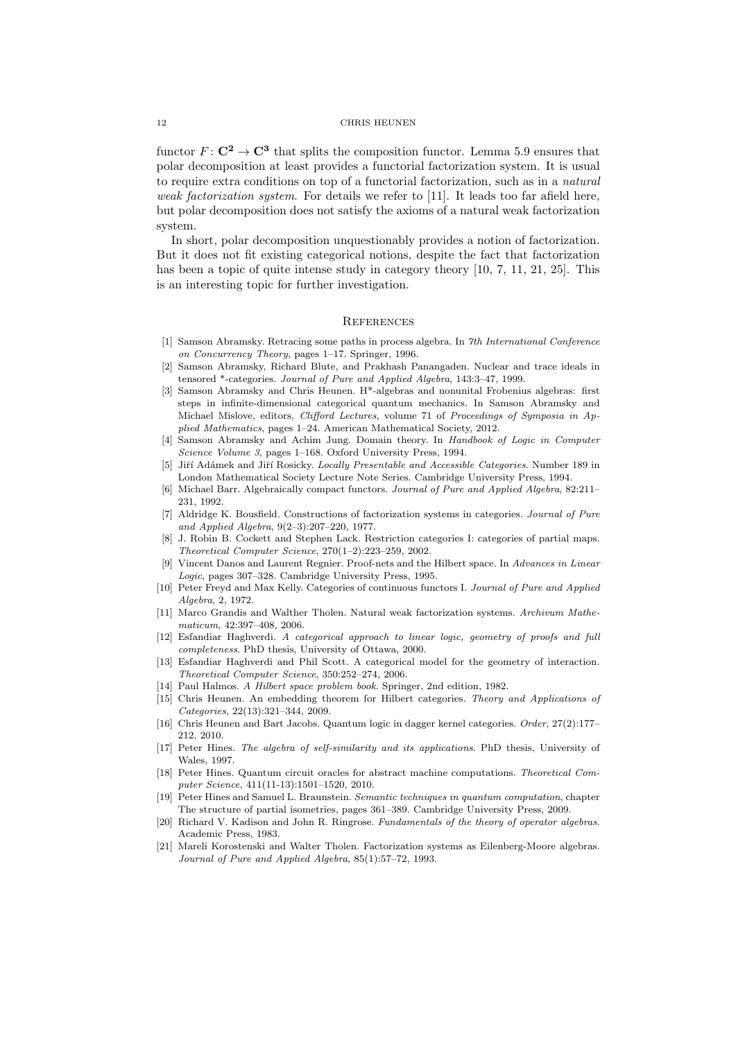functor $F: \mathbf{C}^{\mathbf{2}} \to \mathbf{C}^{\mathbf{3}}$ that splits the composition functor. Lemma 5.9 ensures that polar decomposition at least provides a functorial factorization system. It is usual to require extra conditions on top of a functorial factorization, such as in a *natural weak factorization system*. For details we refer to [11]. It leads too far afield here, but polar decomposition does not satisfy the axioms of a natural weak factorization system.

In short, polar decomposition unquestionably provides a notion of factorization. But it does not fit existing categorical notions, despite the fact that factorization has been a topic of quite intense study in category theory [10, 7, 11, 21, 25]. This is an interesting topic for further investigation.

## References

[1] Samson Abramsky. Retracing some paths in process algebra. In *7th International Conference on Concurrency Theory*, pages 1–17. Springer, 1996.

[2] Samson Abramsky, Richard Blute, and Prakhash Panangaden. Nuclear and trace ideals in tensored \*-categories. *Journal of Pure and Applied Algebra*, 143:3–47, 1999.

[3] Samson Abramsky and Chris Heunen. H\*-algebras and nonunital Frobenius algebras: first steps in infinite-dimensional categorical quantum mechanics. In Samson Abramsky and Michael Mislove, editors, *Clifford Lectures*, volume 71 of *Proceedings of Symposia in Applied Mathematics*, pages 1–24. American Mathematical Society, 2012.

[4] Samson Abramsky and Achim Jung. Domain theory. In *Handbook of Logic in Computer Science Volume 3*, pages 1–168. Oxford University Press, 1994.

[5] Jiří Adámek and Jiří Rosicky. *Locally Presentable and Accessible Categories*. Number 189 in London Mathematical Society Lecture Note Series. Cambridge University Press, 1994.

[6] Michael Barr. Algebraically compact functors. *Journal of Pure and Applied Algebra*, 82:211–231, 1992.

[7] Aldridge K. Bousfield. Constructions of factorization systems in categories. *Journal of Pure and Applied Algebra*, 9(2–3):207–220, 1977.

[8] J. Robin B. Cockett and Stephen Lack. Restriction categories I: categories of partial maps. *Theoretical Computer Science*, 270(1–2):223–259, 2002.

[9] Vincent Danos and Laurent Regnier. Proof-nets and the Hilbert space. In *Advances in Linear Logic*, pages 307–328. Cambridge University Press, 1995.

[10] Peter Freyd and Max Kelly. Categories of continuous functors I. *Journal of Pure and Applied Algebra*, 2, 1972.

[11] Marco Grandis and Walther Tholen. Natural weak factorization systems. *Archivum Mathematicum*, 42:397–408, 2006.

[12] Esfandiar Haghverdi. *A categorical approach to linear logic, geometry of proofs and full completeness*. PhD thesis, University of Ottawa, 2000.

[13] Esfandiar Haghverdi and Phil Scott. A categorical model for the geometry of interaction. *Theoretical Computer Science*, 350:252–274, 2006.

[14] Paul Halmos. *A Hilbert space problem book*. Springer, 2nd edition, 1982.

[15] Chris Heunen. An embedding theorem for Hilbert categories. *Theory and Applications of Categories*, 22(13):321–344, 2009.

[16] Chris Heunen and Bart Jacobs. Quantum logic in dagger kernel categories. *Order*, 27(2):177–212, 2010.

[17] Peter Hines. *The algebra of self-similarity and its applications*. PhD thesis, University of Wales, 1997.

[18] Peter Hines. Quantum circuit oracles for abstract machine computations. *Theoretical Computer Science*, 411(11-13):1501–1520, 2010.

[19] Peter Hines and Samuel L. Braunstein. *Semantic techniques in quantum computation*, chapter The structure of partial isometries, pages 361–389. Cambridge University Press, 2009.

[20] Richard V. Kadison and John R. Ringrose. *Fundamentals of the theory of operator algebras*. Academic Press, 1983.

[21] Mareli Korostenski and Walter Tholen. Factorization systems as Eilenberg-Moore algebras. *Journal of Pure and Applied Algebra*, 85(1):57–72, 1993.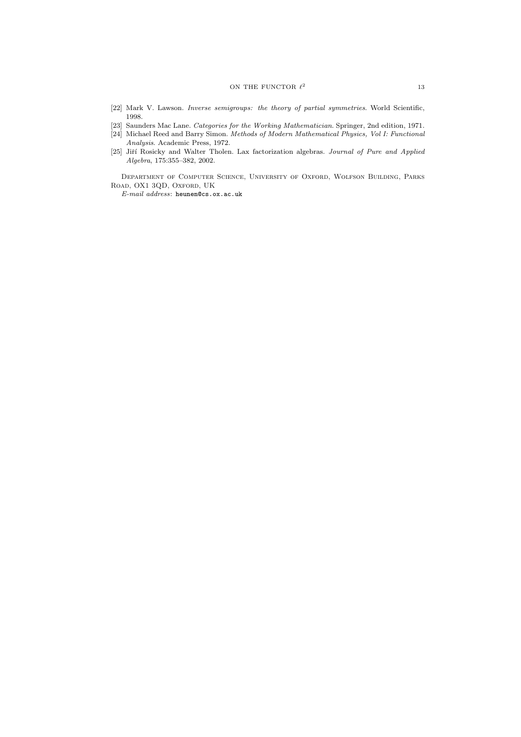[22] Mark V. Lawson. *Inverse semigroups: the theory of partial symmetries*. World Scientific, 1998.

[23] Saunders Mac Lane. *Categories for the Working Mathematician*. Springer, 2nd edition, 1971.

[24] Michael Reed and Barry Simon. *Methods of Modern Mathematical Physics, Vol I: Functional Analysis*. Academic Press, 1972.

[25] Jiří Rosicky and Walter Tholen. Lax factorization algebras. *Journal of Pure and Applied Algebra*, 175:355–382, 2002.

Department of Computer Science, University of Oxford, Wolfson Building, Parks Road, OX1 3QD, Oxford, UK

*E-mail address*: heunen@cs.ox.ac.uk